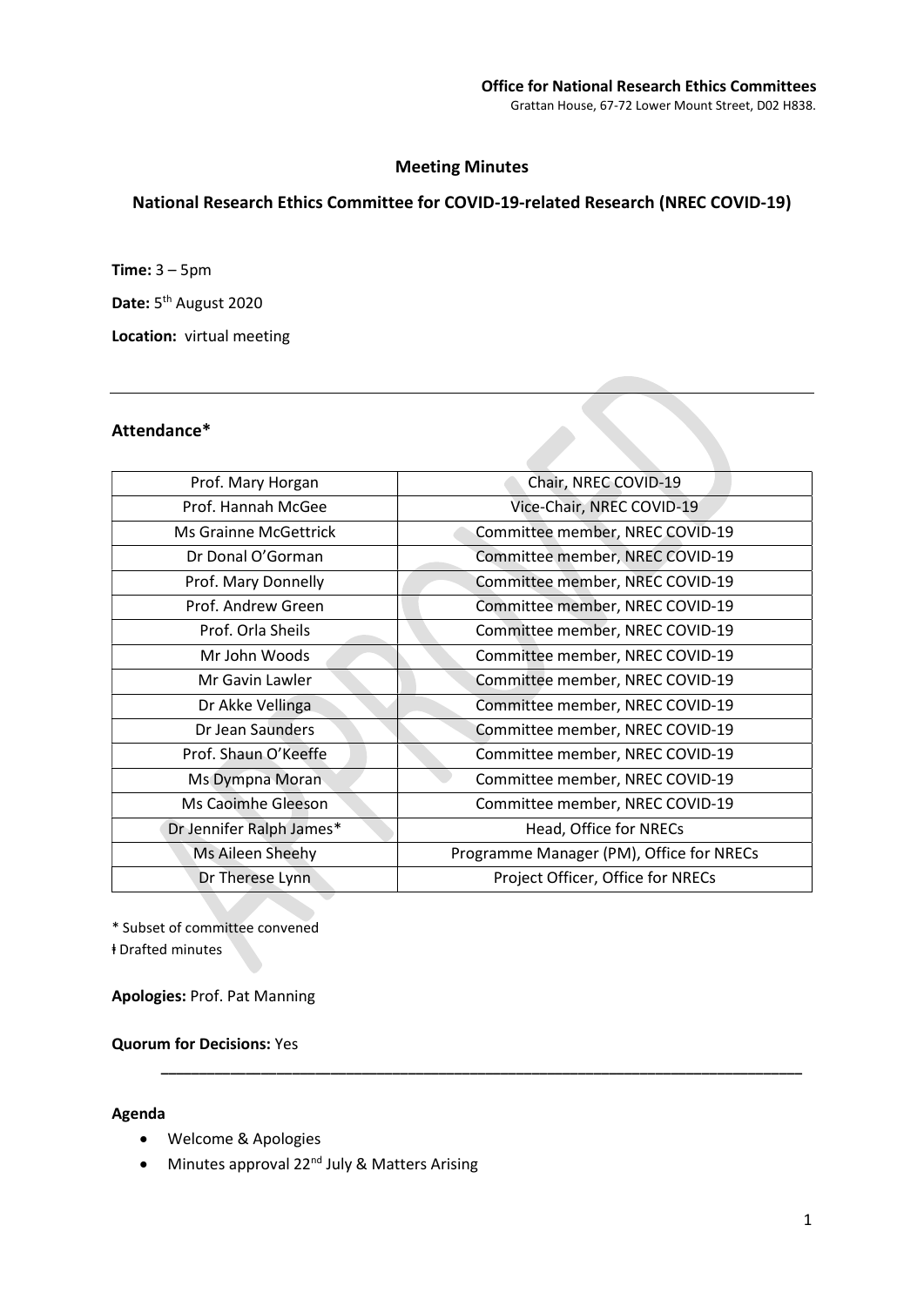**Office for National Research Ethics Committees**
Grattan House, 67-72 Lower Mount Street, D02 H838.

## Meeting Minutes

## National Research Ethics Committee for COVID-19-related Research (NREC COVID-19)

**Time:** 3 – 5pm

**Date:** 5th August 2020

**Location:** virtual meeting

---

### Attendance*

| | |
|---|---|
| Prof. Mary Horgan | Chair, NREC COVID-19 |
| Prof. Hannah McGee | Vice-Chair, NREC COVID-19 |
| Ms Grainne McGettrick | Committee member, NREC COVID-19 |
| Dr Donal O'Gorman | Committee member, NREC COVID-19 |
| Prof. Mary Donnelly | Committee member, NREC COVID-19 |
| Prof. Andrew Green | Committee member, NREC COVID-19 |
| Prof. Orla Sheils | Committee member, NREC COVID-19 |
| Mr John Woods | Committee member, NREC COVID-19 |
| Mr Gavin Lawler | Committee member, NREC COVID-19 |
| Dr Akke Vellinga | Committee member, NREC COVID-19 |
| Dr Jean Saunders | Committee member, NREC COVID-19 |
| Prof. Shaun O'Keeffe | Committee member, NREC COVID-19 |
| Ms Dympna Moran | Committee member, NREC COVID-19 |
| Ms Caoimhe Gleeson | Committee member, NREC COVID-19 |
| Dr Jennifer Ralph James* | Head, Office for NRECs |
| Ms Aileen Sheehy | Programme Manager (PM), Office for NRECs |
| Dr Therese Lynn | Project Officer, Office for NRECs |

* Subset of committee convened
ƚ Drafted minutes

**Apologies:** Prof. Pat Manning

**Quorum for Decisions:** Yes

---

**Agenda**

- Welcome & Apologies
- Minutes approval 22nd July & Matters Arising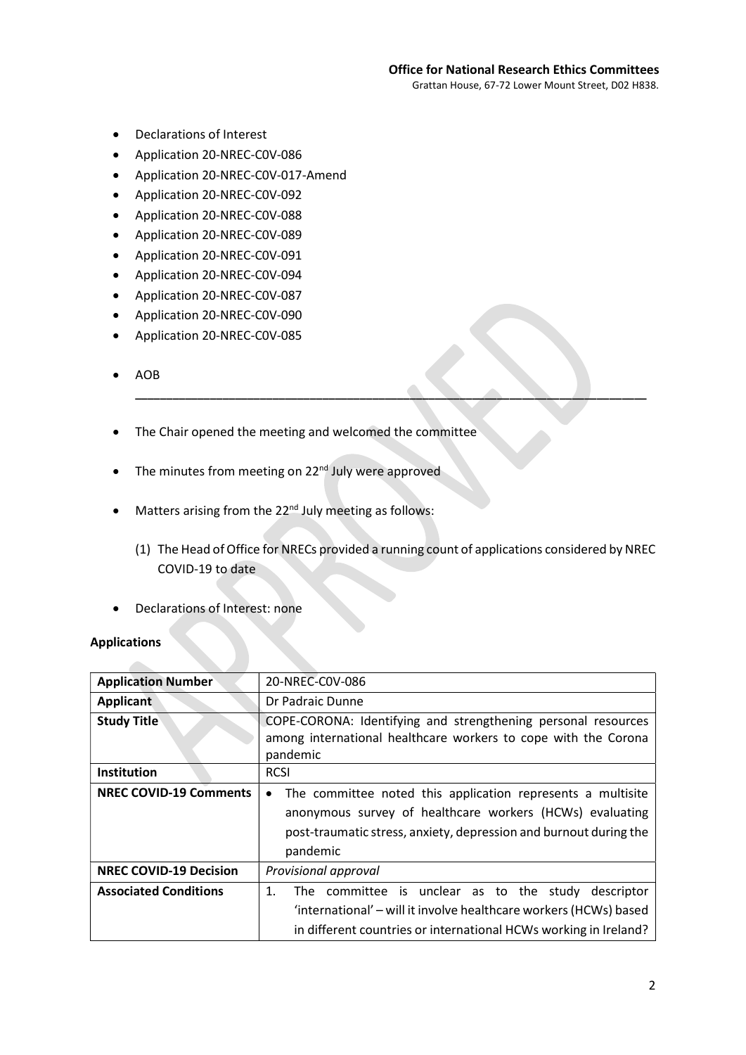- Declarations of Interest
- Application 20-NREC-C0V-086
- Application 20-NREC-C0V-017-Amend
- Application 20-NREC-C0V-092
- Application 20-NREC-C0V-088
- Application 20-NREC-C0V-089
- Application 20-NREC-C0V-091
- Application 20-NREC-C0V-094
- Application 20-NREC-C0V-087
- Application 20-NREC-C0V-090
- Application 20-NREC-C0V-085
- AOB

---

- The Chair opened the meeting and welcomed the committee
- The minutes from meeting on 22nd July were approved
- Matters arising from the 22nd July meeting as follows:
  (1) The Head of Office for NRECs provided a running count of applications considered by NREC COVID-19 to date
- Declarations of Interest: none

**Applications**

| **Application Number** | 20-NREC-C0V-086 |
|---|---|
| **Applicant** | Dr Padraic Dunne |
| **Study Title** | COPE-CORONA: Identifying and strengthening personal resources among international healthcare workers to cope with the Corona pandemic |
| **Institution** | RCSI |
| **NREC COVID-19 Comments** | • The committee noted this application represents a multisite anonymous survey of healthcare workers (HCWs) evaluating post-traumatic stress, anxiety, depression and burnout during the pandemic |
| **NREC COVID-19 Decision** | *Provisional approval* |
| **Associated Conditions** | 1. The committee is unclear as to the study descriptor 'international' – will it involve healthcare workers (HCWs) based in different countries or international HCWs working in Ireland? |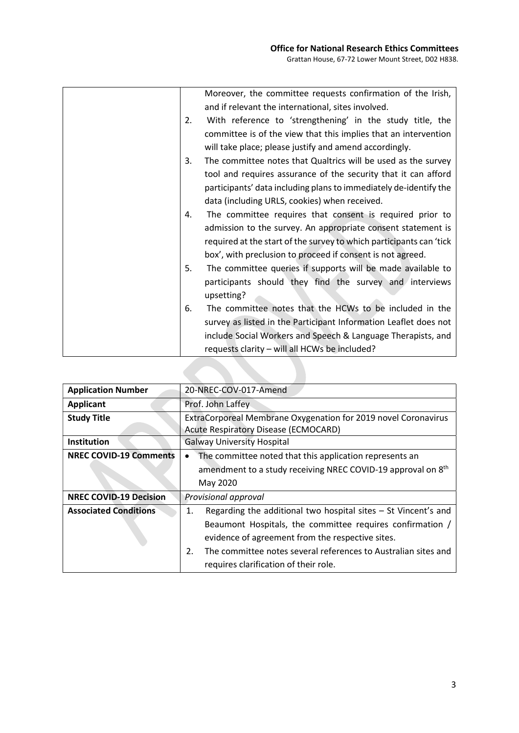| | Moreover, the committee requests confirmation of the Irish, and if relevant the international, sites involved.<br>2. With reference to 'strengthening' in the study title, the committee is of the view that this implies that an intervention will take place; please justify and amend accordingly.<br>3. The committee notes that Qualtrics will be used as the survey tool and requires assurance of the security that it can afford participants' data including plans to immediately de-identify the data (including URLS, cookies) when received.<br>4. The committee requires that consent is required prior to admission to the survey. An appropriate consent statement is required at the start of the survey to which participants can 'tick box', with preclusion to proceed if consent is not agreed.<br>5. The committee queries if supports will be made available to participants should they find the survey and interviews upsetting?<br>6. The committee notes that the HCWs to be included in the survey as listed in the Participant Information Leaflet does not include Social Workers and Speech & Language Therapists, and requests clarity – will all HCWs be included? |
|---|---|

| **Application Number** | 20-NREC-COV-017-Amend |
|---|---|
| **Applicant** | Prof. John Laffey |
| **Study Title** | ExtraCorporeal Membrane Oxygenation for 2019 novel Coronavirus Acute Respiratory Disease (ECMOCARD) |
| **Institution** | Galway University Hospital |
| **NREC COVID-19 Comments** | • The committee noted that this application represents an amendment to a study receiving NREC COVID-19 approval on 8th May 2020 |
| **NREC COVID-19 Decision** | *Provisional approval* |
| **Associated Conditions** | 1. Regarding the additional two hospital sites – St Vincent's and Beaumont Hospitals, the committee requires confirmation / evidence of agreement from the respective sites.<br>2. The committee notes several references to Australian sites and requires clarification of their role. |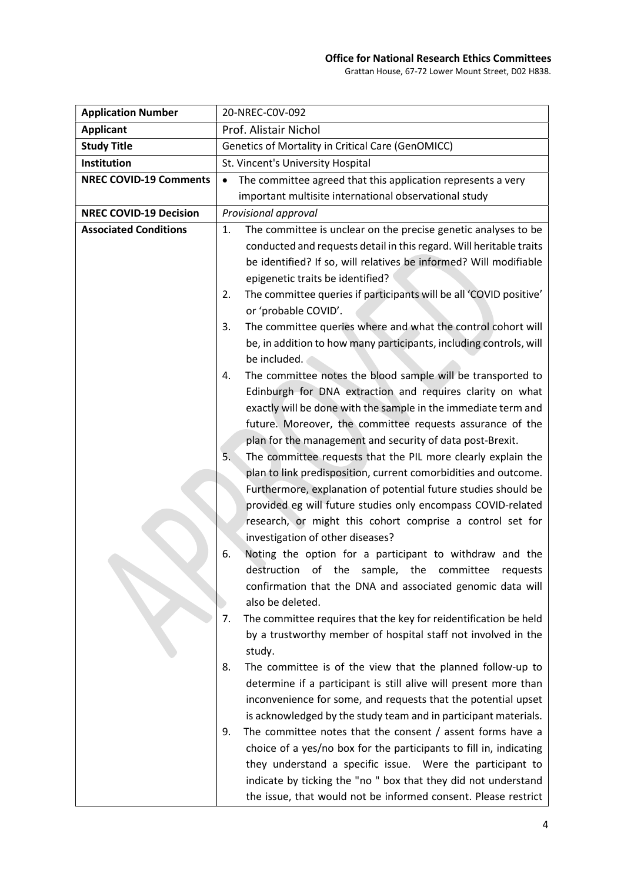| Application Number | 20-NREC-C0V-092 |
|---|---|
| Applicant | Prof. Alistair Nichol |
| Study Title | Genetics of Mortality in Critical Care (GenOMICC) |
| Institution | St. Vincent's University Hospital |
| NREC COVID-19 Comments | • The committee agreed that this application represents a very important multisite international observational study |
| NREC COVID-19 Decision | *Provisional approval* |
| Associated Conditions | 1. The committee is unclear on the precise genetic analyses to be conducted and requests detail in this regard. Will heritable traits be identified? If so, will relatives be informed? Will modifiable epigenetic traits be identified?<br>2. The committee queries if participants will be all 'COVID positive' or 'probable COVID'.<br>3. The committee queries where and what the control cohort will be, in addition to how many participants, including controls, will be included.<br>4. The committee notes the blood sample will be transported to Edinburgh for DNA extraction and requires clarity on what exactly will be done with the sample in the immediate term and future. Moreover, the committee requests assurance of the plan for the management and security of data post-Brexit.<br>5. The committee requests that the PIL more clearly explain the plan to link predisposition, current comorbidities and outcome. Furthermore, explanation of potential future studies should be provided eg will future studies only encompass COVID-related research, or might this cohort comprise a control set for investigation of other diseases?<br>6. Noting the option for a participant to withdraw and the destruction of the sample, the committee requests confirmation that the DNA and associated genomic data will also be deleted.<br>7. The committee requires that the key for reidentification be held by a trustworthy member of hospital staff not involved in the study.<br>8. The committee is of the view that the planned follow-up to determine if a participant is still alive will present more than inconvenience for some, and requests that the potential upset is acknowledged by the study team and in participant materials.<br>9. The committee notes that the consent / assent forms have a choice of a yes/no box for the participants to fill in, indicating they understand a specific issue. Were the participant to indicate by ticking the "no " box that they did not understand the issue, that would not be informed consent. Please restrict |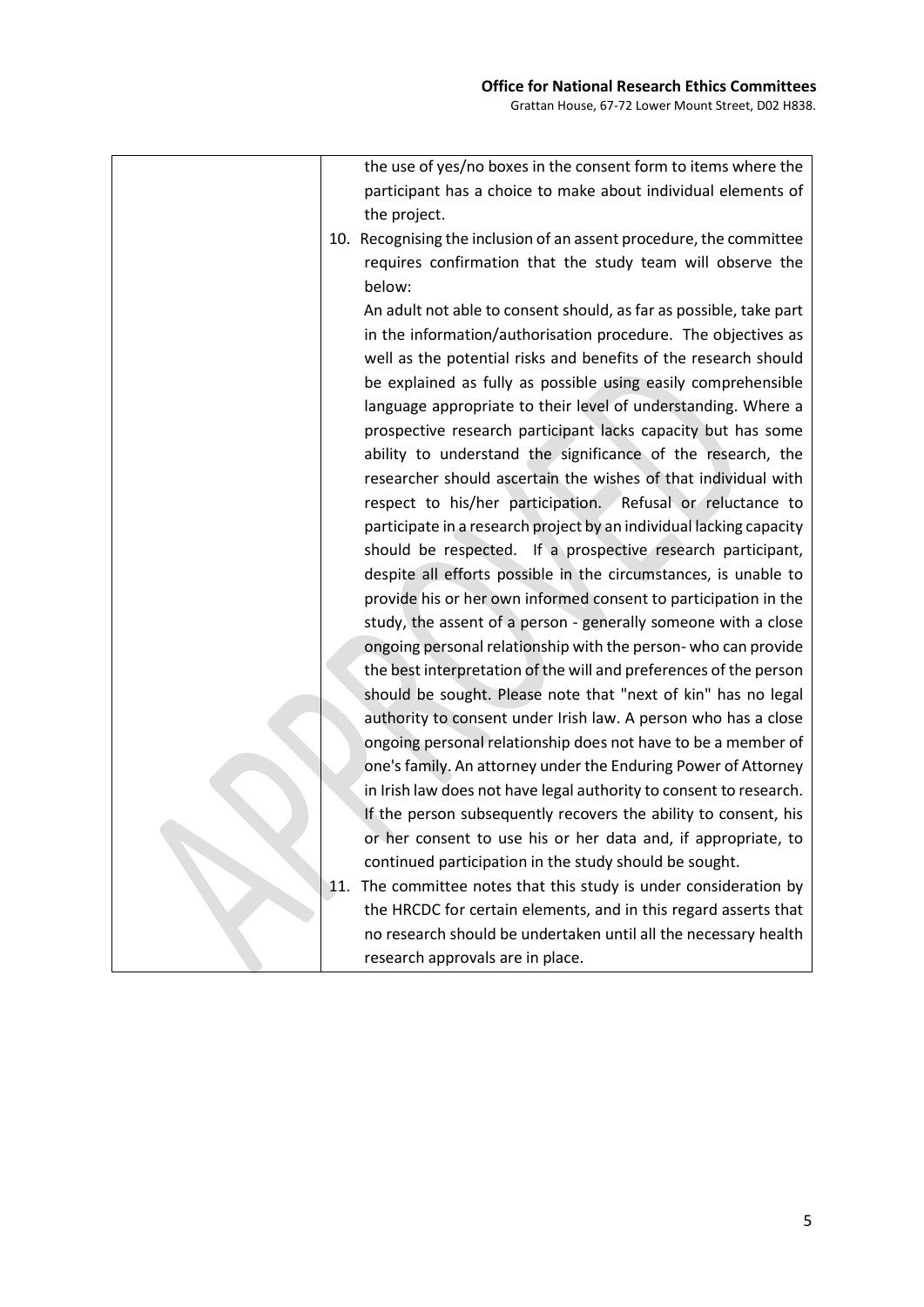| | the use of yes/no boxes in the consent form to items where the participant has a choice to make about individual elements of the project.<br>10. Recognising the inclusion of an assent procedure, the committee requires confirmation that the study team will observe the below:<br>An adult not able to consent should, as far as possible, take part in the information/authorisation procedure. The objectives as well as the potential risks and benefits of the research should be explained as fully as possible using easily comprehensible language appropriate to their level of understanding. Where a prospective research participant lacks capacity but has some ability to understand the significance of the research, the researcher should ascertain the wishes of that individual with respect to his/her participation. Refusal or reluctance to participate in a research project by an individual lacking capacity should be respected. If a prospective research participant, despite all efforts possible in the circumstances, is unable to provide his or her own informed consent to participation in the study, the assent of a person - generally someone with a close ongoing personal relationship with the person- who can provide the best interpretation of the will and preferences of the person should be sought. Please note that "next of kin" has no legal authority to consent under Irish law. A person who has a close ongoing personal relationship does not have to be a member of one's family. An attorney under the Enduring Power of Attorney in Irish law does not have legal authority to consent to research. If the person subsequently recovers the ability to consent, his or her consent to use his or her data and, if appropriate, to continued participation in the study should be sought.<br>11. The committee notes that this study is under consideration by the HRCDC for certain elements, and in this regard asserts that no research should be undertaken until all the necessary health research approvals are in place. |
|---|---|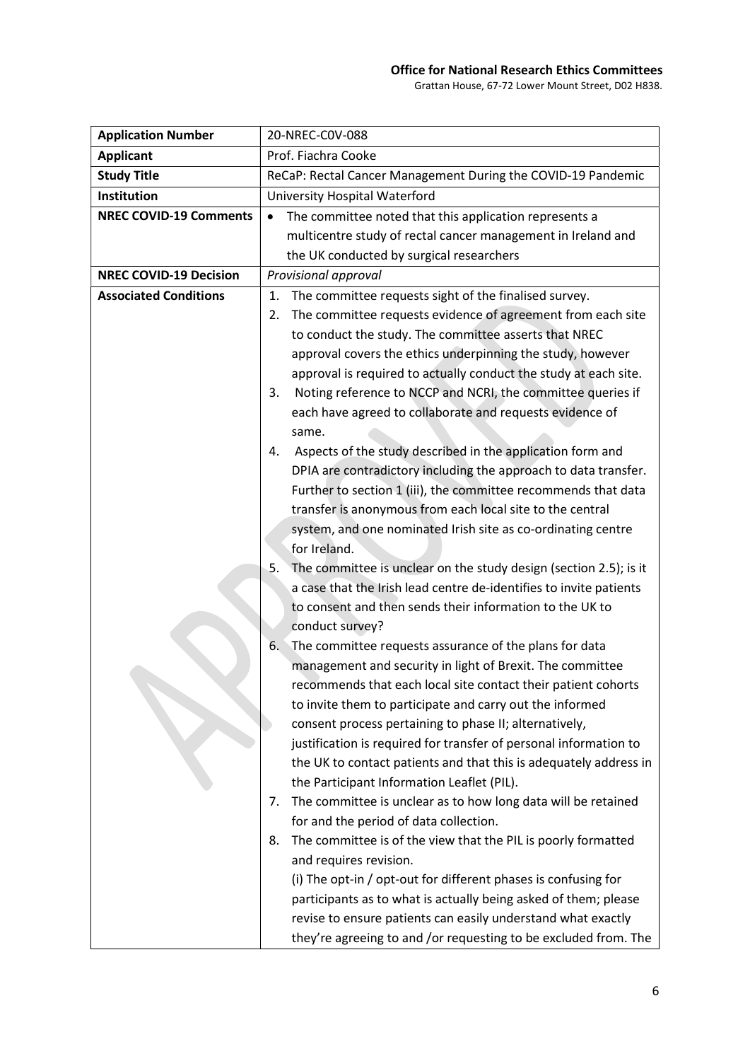| Application Number | 20-NREC-COV-088 |
| --- | --- |
| Applicant | Prof. Fiachra Cooke |
| Study Title | ReCaP: Rectal Cancer Management During the COVID-19 Pandemic |
| Institution | University Hospital Waterford |
| NREC COVID-19 Comments | • The committee noted that this application represents a multicentre study of rectal cancer management in Ireland and the UK conducted by surgical researchers |
| NREC COVID-19 Decision | *Provisional approval* |
| Associated Conditions | 1. The committee requests sight of the finalised survey.<br>2. The committee requests evidence of agreement from each site to conduct the study. The committee asserts that NREC approval covers the ethics underpinning the study, however approval is required to actually conduct the study at each site.<br>3. Noting reference to NCCP and NCRI, the committee queries if each have agreed to collaborate and requests evidence of same.<br>4. Aspects of the study described in the application form and DPIA are contradictory including the approach to data transfer. Further to section 1 (iii), the committee recommends that data transfer is anonymous from each local site to the central system, and one nominated Irish site as co-ordinating centre for Ireland.<br>5. The committee is unclear on the study design (section 2.5); is it a case that the Irish lead centre de-identifies to invite patients to consent and then sends their information to the UK to conduct survey?<br>6. The committee requests assurance of the plans for data management and security in light of Brexit. The committee recommends that each local site contact their patient cohorts to invite them to participate and carry out the informed consent process pertaining to phase II; alternatively, justification is required for transfer of personal information to the UK to contact patients and that this is adequately address in the Participant Information Leaflet (PIL).<br>7. The committee is unclear as to how long data will be retained for and the period of data collection.<br>8. The committee is of the view that the PIL is poorly formatted and requires revision.<br>(i) The opt-in / opt-out for different phases is confusing for participants as to what is actually being asked of them; please revise to ensure patients can easily understand what exactly they're agreeing to and /or requesting to be excluded from. The |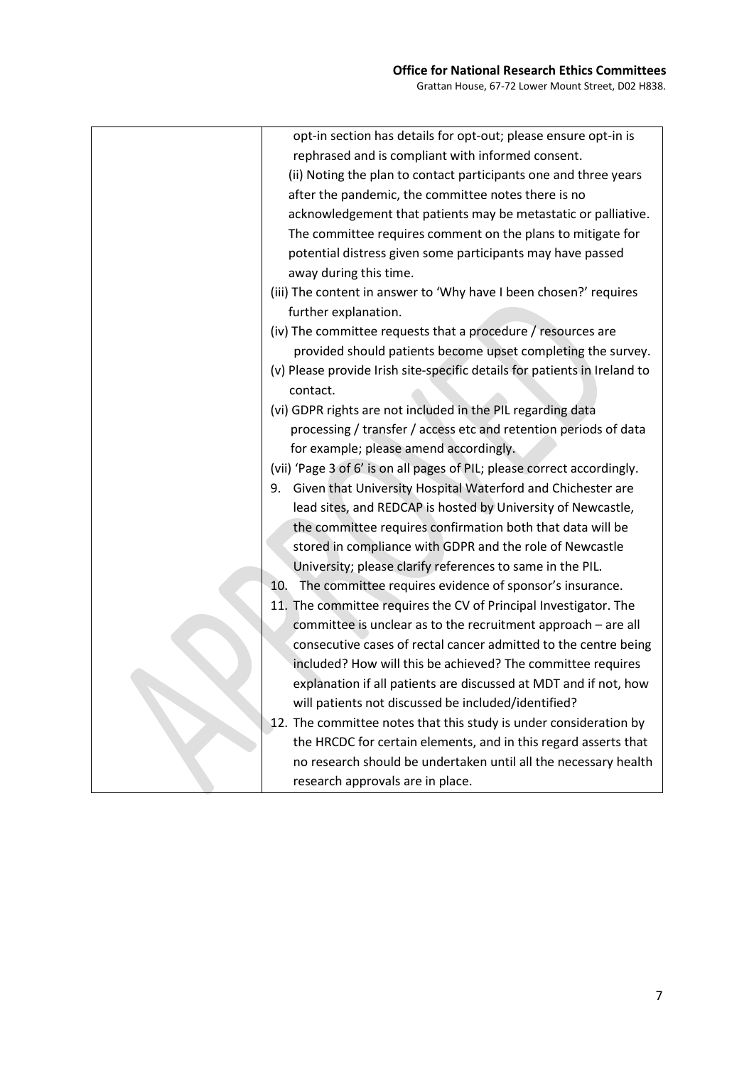| | |
|---|---|
| | opt-in section has details for opt-out; please ensure opt-in is rephrased and is compliant with informed consent.<br>(ii) Noting the plan to contact participants one and three years after the pandemic, the committee notes there is no acknowledgement that patients may be metastatic or palliative. The committee requires comment on the plans to mitigate for potential distress given some participants may have passed away during this time.<br>(iii) The content in answer to 'Why have I been chosen?' requires further explanation.<br>(iv) The committee requests that a procedure / resources are provided should patients become upset completing the survey.<br>(v) Please provide Irish site-specific details for patients in Ireland to contact.<br>(vi) GDPR rights are not included in the PIL regarding data processing / transfer / access etc and retention periods of data for example; please amend accordingly.<br>(vii) 'Page 3 of 6' is on all pages of PIL; please correct accordingly.<br>9. Given that University Hospital Waterford and Chichester are lead sites, and REDCAP is hosted by University of Newcastle, the committee requires confirmation both that data will be stored in compliance with GDPR and the role of Newcastle University; please clarify references to same in the PIL.<br>10. The committee requires evidence of sponsor's insurance.<br>11. The committee requires the CV of Principal Investigator. The committee is unclear as to the recruitment approach – are all consecutive cases of rectal cancer admitted to the centre being included? How will this be achieved? The committee requires explanation if all patients are discussed at MDT and if not, how will patients not discussed be included/identified?<br>12. The committee notes that this study is under consideration by the HRCDC for certain elements, and in this regard asserts that no research should be undertaken until all the necessary health research approvals are in place. |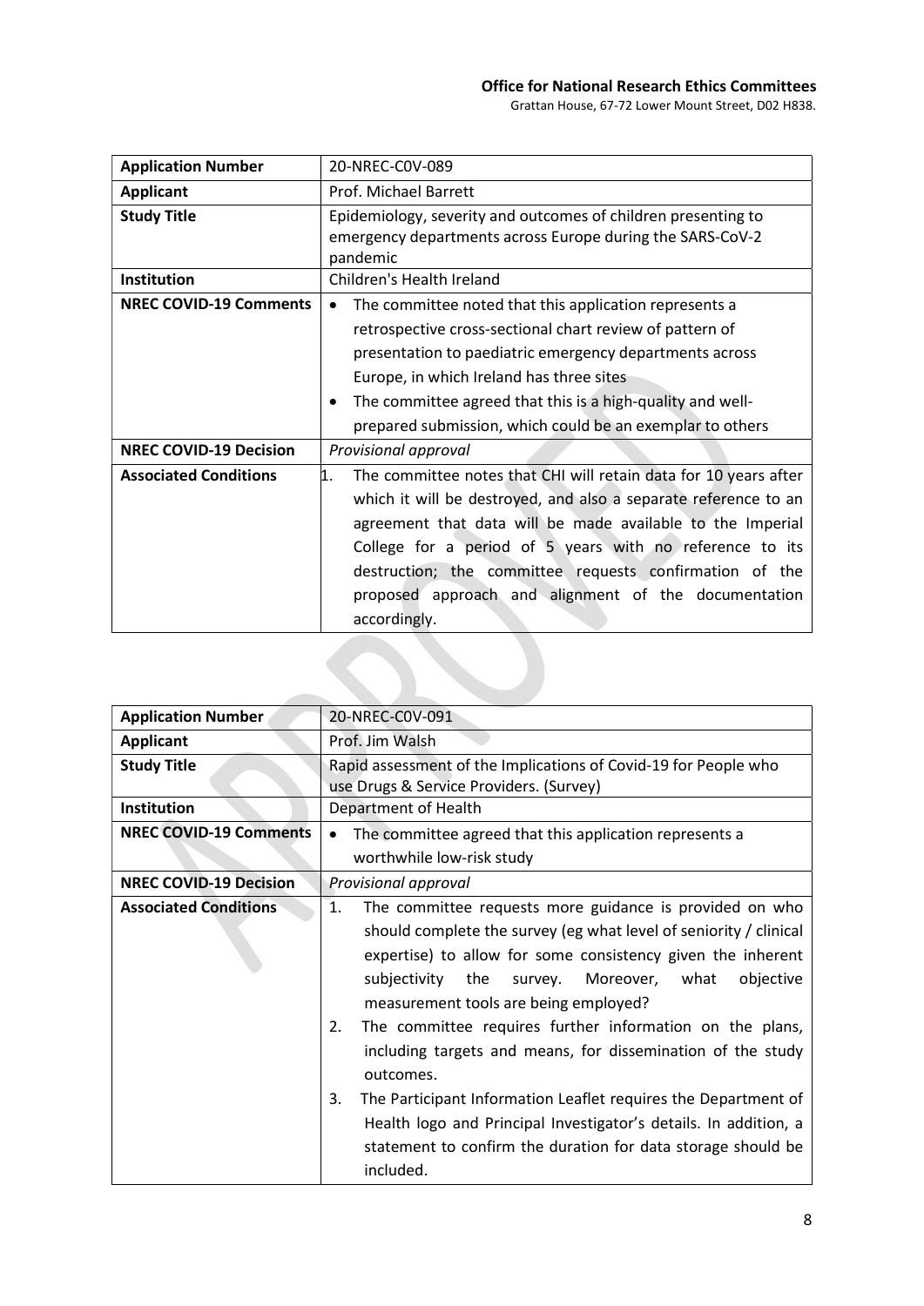**Office for National Research Ethics Committees**
Grattan House, 67-72 Lower Mount Street, D02 H838.

| **Application Number** | 20-NREC-COV-089 |
|---|---|
| **Applicant** | Prof. Michael Barrett |
| **Study Title** | Epidemiology, severity and outcomes of children presenting to emergency departments across Europe during the SARS-CoV-2 pandemic |
| **Institution** | Children's Health Ireland |
| **NREC COVID-19 Comments** | • The committee noted that this application represents a retrospective cross-sectional chart review of pattern of presentation to paediatric emergency departments across Europe, in which Ireland has three sites<br>• The committee agreed that this is a high-quality and well-prepared submission, which could be an exemplar to others |
| **NREC COVID-19 Decision** | *Provisional approval* |
| **Associated Conditions** | 1. The committee notes that CHI will retain data for 10 years after which it will be destroyed, and also a separate reference to an agreement that data will be made available to the Imperial College for a period of 5 years with no reference to its destruction; the committee requests confirmation of the proposed approach and alignment of the documentation accordingly. |

| **Application Number** | 20-NREC-COV-091 |
|---|---|
| **Applicant** | Prof. Jim Walsh |
| **Study Title** | Rapid assessment of the Implications of Covid-19 for People who use Drugs & Service Providers. (Survey) |
| **Institution** | Department of Health |
| **NREC COVID-19 Comments** | • The committee agreed that this application represents a worthwhile low-risk study |
| **NREC COVID-19 Decision** | *Provisional approval* |
| **Associated Conditions** | 1. The committee requests more guidance is provided on who should complete the survey (eg what level of seniority / clinical expertise) to allow for some consistency given the inherent subjectivity the survey. Moreover, what objective measurement tools are being employed?<br>2. The committee requires further information on the plans, including targets and means, for dissemination of the study outcomes.<br>3. The Participant Information Leaflet requires the Department of Health logo and Principal Investigator's details. In addition, a statement to confirm the duration for data storage should be included. |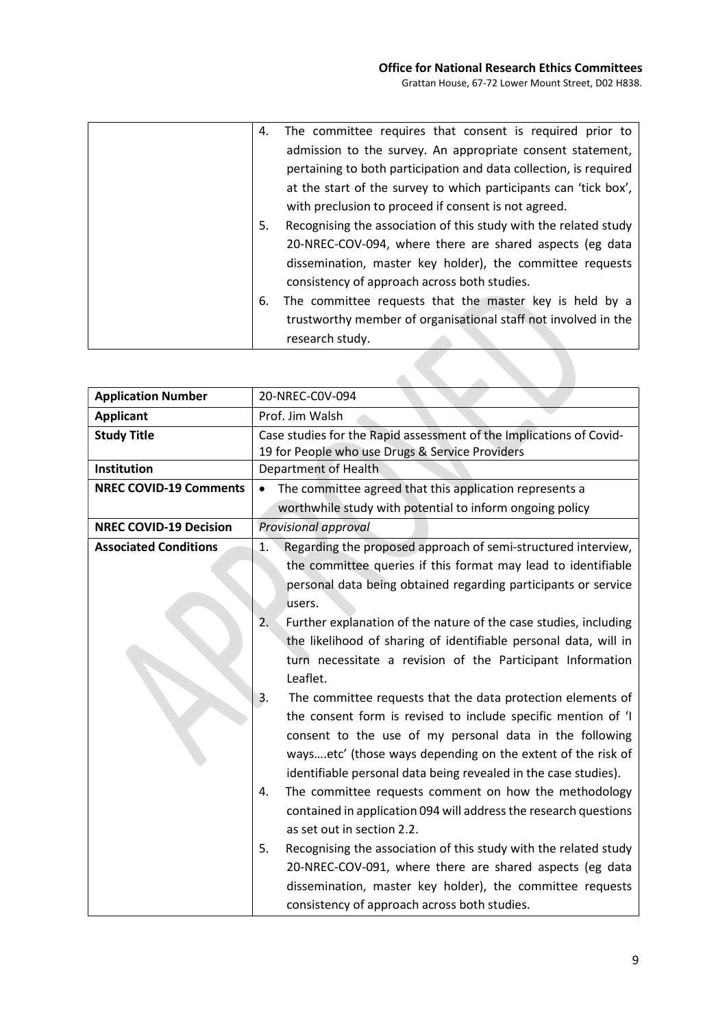| | |
|---|---|
| | 4. The committee requires that consent is required prior to admission to the survey. An appropriate consent statement, pertaining to both participation and data collection, is required at the start of the survey to which participants can 'tick box', with preclusion to proceed if consent is not agreed.<br>5. Recognising the association of this study with the related study 20-NREC-COV-094, where there are shared aspects (eg data dissemination, master key holder), the committee requests consistency of approach across both studies.<br>6. The committee requests that the master key is held by a trustworthy member of organisational staff not involved in the research study. |

| | |
|---|---|
| **Application Number** | 20-NREC-C0V-094 |
| **Applicant** | Prof. Jim Walsh |
| **Study Title** | Case studies for the Rapid assessment of the Implications of Covid-19 for People who use Drugs & Service Providers |
| **Institution** | Department of Health |
| **NREC COVID-19 Comments** | • The committee agreed that this application represents a worthwhile study with potential to inform ongoing policy |
| **NREC COVID-19 Decision** | *Provisional approval* |
| **Associated Conditions** | 1. Regarding the proposed approach of semi-structured interview, the committee queries if this format may lead to identifiable personal data being obtained regarding participants or service users.<br>2. Further explanation of the nature of the case studies, including the likelihood of sharing of identifiable personal data, will in turn necessitate a revision of the Participant Information Leaflet.<br>3. The committee requests that the data protection elements of the consent form is revised to include specific mention of 'I consent to the use of my personal data in the following ways….etc' (those ways depending on the extent of the risk of identifiable personal data being revealed in the case studies).<br>4. The committee requests comment on how the methodology contained in application 094 will address the research questions as set out in section 2.2.<br>5. Recognising the association of this study with the related study 20-NREC-COV-091, where there are shared aspects (eg data dissemination, master key holder), the committee requests consistency of approach across both studies. |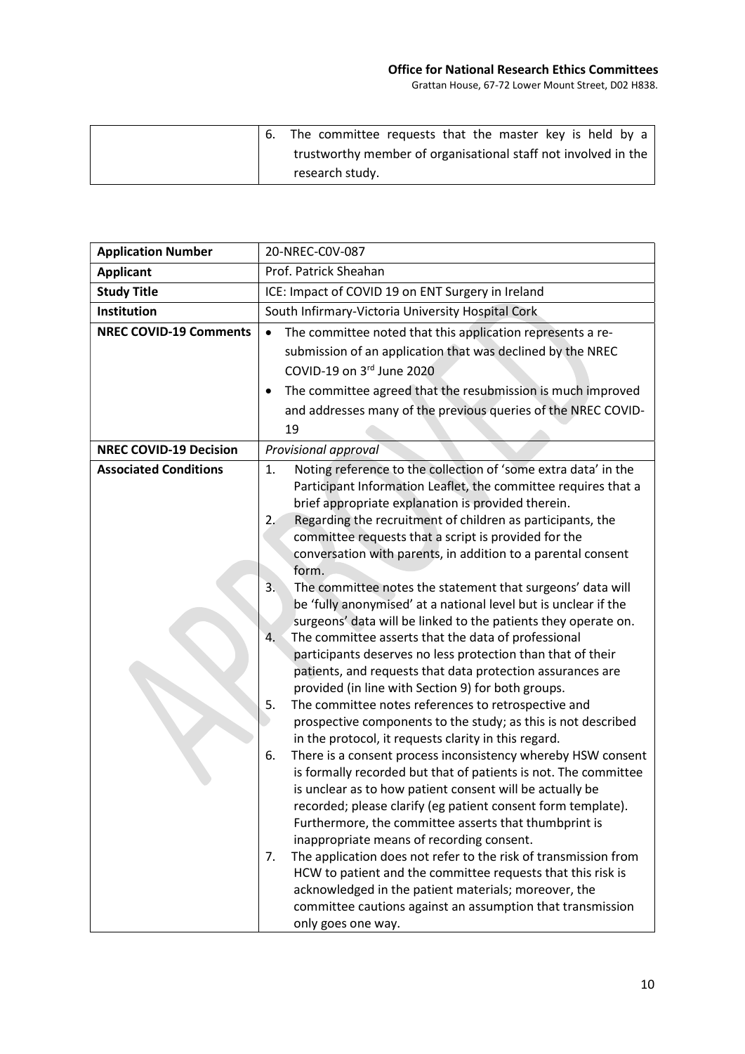| | 6. The committee requests that the master key is held by a trustworthy member of organisational staff not involved in the research study. |
|---|---|

| **Application Number** | 20-NREC-COV-087 |
|---|---|
| **Applicant** | Prof. Patrick Sheahan |
| **Study Title** | ICE: Impact of COVID 19 on ENT Surgery in Ireland |
| **Institution** | South Infirmary-Victoria University Hospital Cork |
| **NREC COVID-19 Comments** | • The committee noted that this application represents a re-submission of an application that was declined by the NREC COVID-19 on 3rd June 2020<br>• The committee agreed that the resubmission is much improved and addresses many of the previous queries of the NREC COVID-19 |
| **NREC COVID-19 Decision** | *Provisional approval* |
| **Associated Conditions** | 1. Noting reference to the collection of 'some extra data' in the Participant Information Leaflet, the committee requires that a brief appropriate explanation is provided therein.<br>2. Regarding the recruitment of children as participants, the committee requests that a script is provided for the conversation with parents, in addition to a parental consent form.<br>3. The committee notes the statement that surgeons' data will be 'fully anonymised' at a national level but is unclear if the surgeons' data will be linked to the patients they operate on.<br>4. The committee asserts that the data of professional participants deserves no less protection than that of their patients, and requests that data protection assurances are provided (in line with Section 9) for both groups.<br>5. The committee notes references to retrospective and prospective components to the study; as this is not described in the protocol, it requests clarity in this regard.<br>6. There is a consent process inconsistency whereby HSW consent is formally recorded but that of patients is not. The committee is unclear as to how patient consent will be actually be recorded; please clarify (eg patient consent form template). Furthermore, the committee asserts that thumbprint is inappropriate means of recording consent.<br>7. The application does not refer to the risk of transmission from HCW to patient and the committee requests that this risk is acknowledged in the patient materials; moreover, the committee cautions against an assumption that transmission only goes one way. |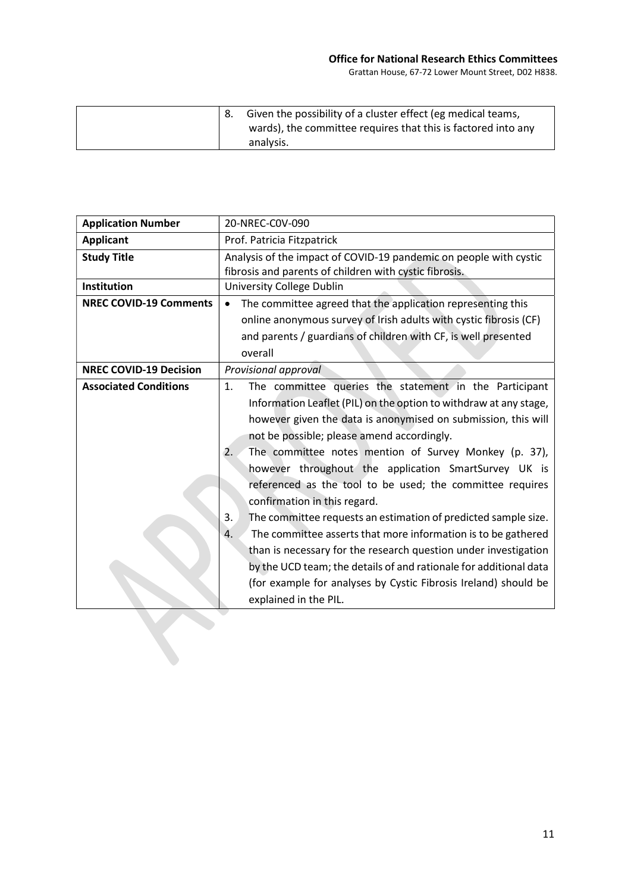| | |
|---|---|
| | 8. Given the possibility of a cluster effect (eg medical teams, wards), the committee requires that this is factored into any analysis. |

| **Application Number** | 20-NREC-C0V-090 |
|---|---|
| **Applicant** | Prof. Patricia Fitzpatrick |
| **Study Title** | Analysis of the impact of COVID-19 pandemic on people with cystic fibrosis and parents of children with cystic fibrosis. |
| **Institution** | University College Dublin |
| **NREC COVID-19 Comments** | • The committee agreed that the application representing this online anonymous survey of Irish adults with cystic fibrosis (CF) and parents / guardians of children with CF, is well presented overall |
| **NREC COVID-19 Decision** | *Provisional approval* |
| **Associated Conditions** | 1. The committee queries the statement in the Participant Information Leaflet (PIL) on the option to withdraw at any stage, however given the data is anonymised on submission, this will not be possible; please amend accordingly.<br>2. The committee notes mention of Survey Monkey (p. 37), however throughout the application SmartSurvey UK is referenced as the tool to be used; the committee requires confirmation in this regard.<br>3. The committee requests an estimation of predicted sample size.<br>4. The committee asserts that more information is to be gathered than is necessary for the research question under investigation by the UCD team; the details of and rationale for additional data (for example for analyses by Cystic Fibrosis Ireland) should be explained in the PIL. |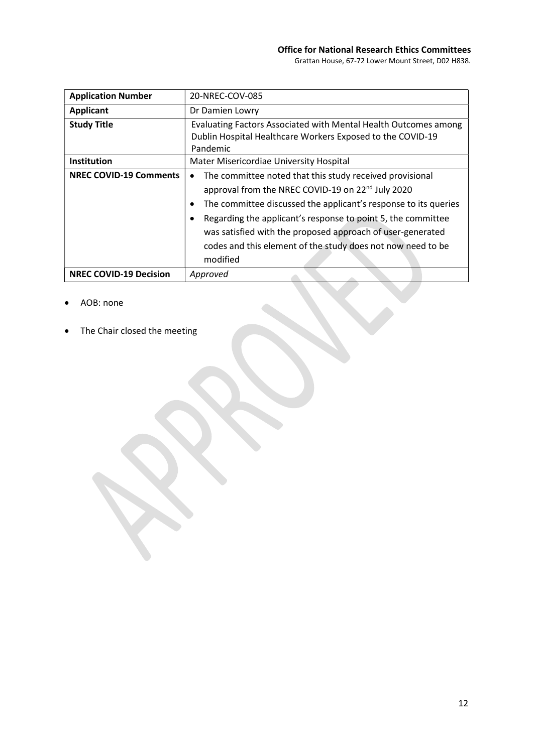| | |
|---|---|
| **Application Number** | 20-NREC-COV-085 |
| **Applicant** | Dr Damien Lowry |
| **Study Title** | Evaluating Factors Associated with Mental Health Outcomes among Dublin Hospital Healthcare Workers Exposed to the COVID-19 Pandemic |
| **Institution** | Mater Misericordiae University Hospital |
| **NREC COVID-19 Comments** | • The committee noted that this study received provisional approval from the NREC COVID-19 on 22nd July 2020<br>• The committee discussed the applicant's response to its queries<br>• Regarding the applicant's response to point 5, the committee was satisfied with the proposed approach of user-generated codes and this element of the study does not now need to be modified |
| **NREC COVID-19 Decision** | *Approved* |

- AOB: none
- The Chair closed the meeting